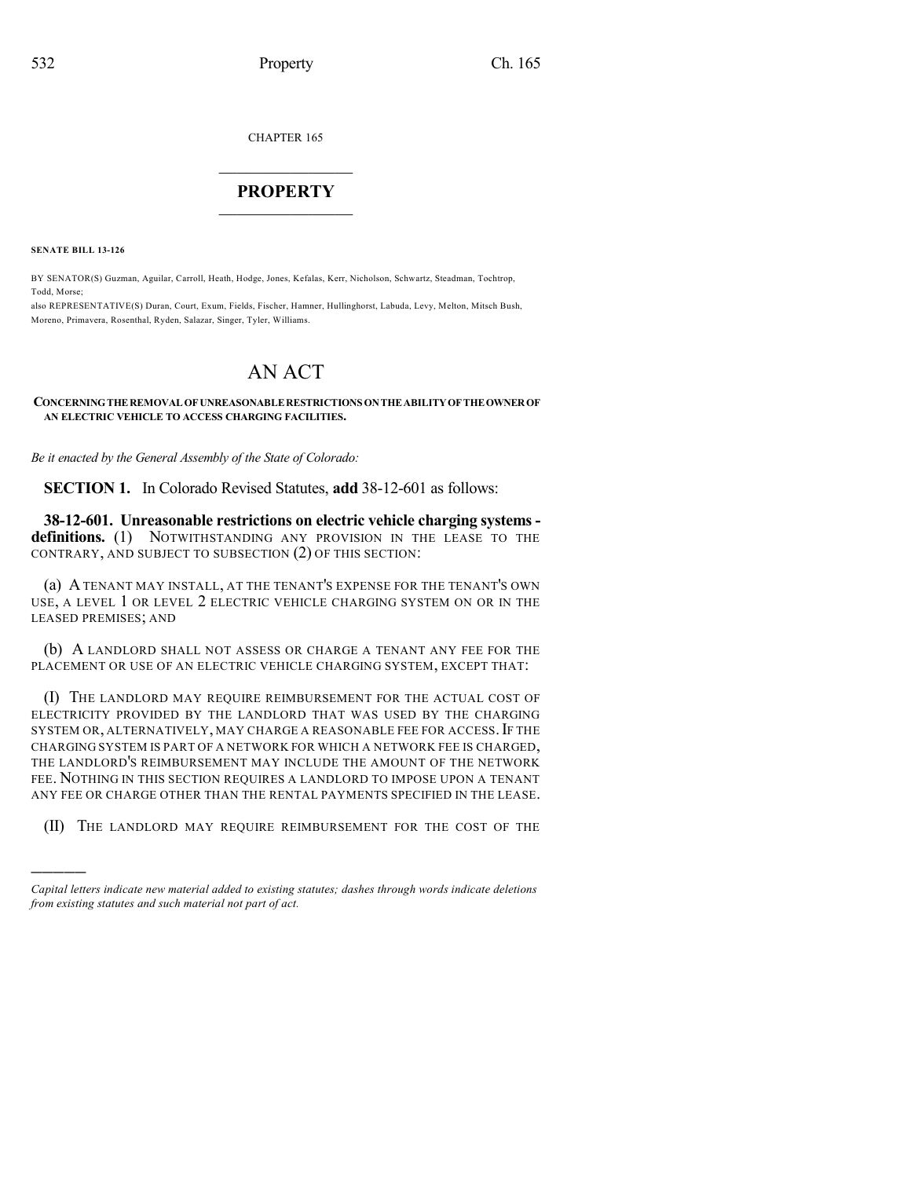CHAPTER 165

# PROPERTY

**SENATE BILL 13-126**

BY SENATOR(S) Guzman, Aguilar, Carroll, Heath, Hodge, Jones, Kefalas, Kerr, Nicholson, Schwartz, Steadman, Tochtrop, Todd, Morse;

also REPRESENTATIVE(S) Duran, Court, Exum, Fields, Fischer, Hamner, Hullinghorst, Labuda, Levy, Melton, Mitsch Bush, Moreno, Primavera, Rosenthal, Ryden, Salazar, Singer, Tyler, Williams.

# AN ACT

**CONCERNING THE REMOVAL OF UNREASONABLE RESTRICTIONS ON THE ABILITY OF THE OWNER OF AN ELECTRIC VEHICLE TO ACCESS CHARGING FACILITIES.**

*Be it enacted by the General Assembly of the State of Colorado:*

**SECTION 1.** In Colorado Revised Statutes, **add** 38-12-601 as follows:

**38-12-601. Unreasonable restrictions on electric vehicle charging systems - definitions.** (1) NOTWITHSTANDING ANY PROVISION IN THE LEASE TO THE CONTRARY, AND SUBJECT TO SUBSECTION (2) OF THIS SECTION:

(a) A TENANT MAY INSTALL, AT THE TENANT'S EXPENSE FOR THE TENANT'S OWN USE, A LEVEL 1 OR LEVEL 2 ELECTRIC VEHICLE CHARGING SYSTEM ON OR IN THE LEASED PREMISES; AND

(b) A LANDLORD SHALL NOT ASSESS OR CHARGE A TENANT ANY FEE FOR THE PLACEMENT OR USE OF AN ELECTRIC VEHICLE CHARGING SYSTEM, EXCEPT THAT:

(I) THE LANDLORD MAY REQUIRE REIMBURSEMENT FOR THE ACTUAL COST OF ELECTRICITY PROVIDED BY THE LANDLORD THAT WAS USED BY THE CHARGING SYSTEM OR, ALTERNATIVELY, MAY CHARGE A REASONABLE FEE FOR ACCESS. IF THE CHARGING SYSTEM IS PART OF A NETWORK FOR WHICH A NETWORK FEE IS CHARGED, THE LANDLORD'S REIMBURSEMENT MAY INCLUDE THE AMOUNT OF THE NETWORK FEE. NOTHING IN THIS SECTION REQUIRES A LANDLORD TO IMPOSE UPON A TENANT ANY FEE OR CHARGE OTHER THAN THE RENTAL PAYMENTS SPECIFIED IN THE LEASE.

(II) THE LANDLORD MAY REQUIRE REIMBURSEMENT FOR THE COST OF THE

*Capital letters indicate new material added to existing statutes; dashes through words indicate deletions from existing statutes and such material not part of act.*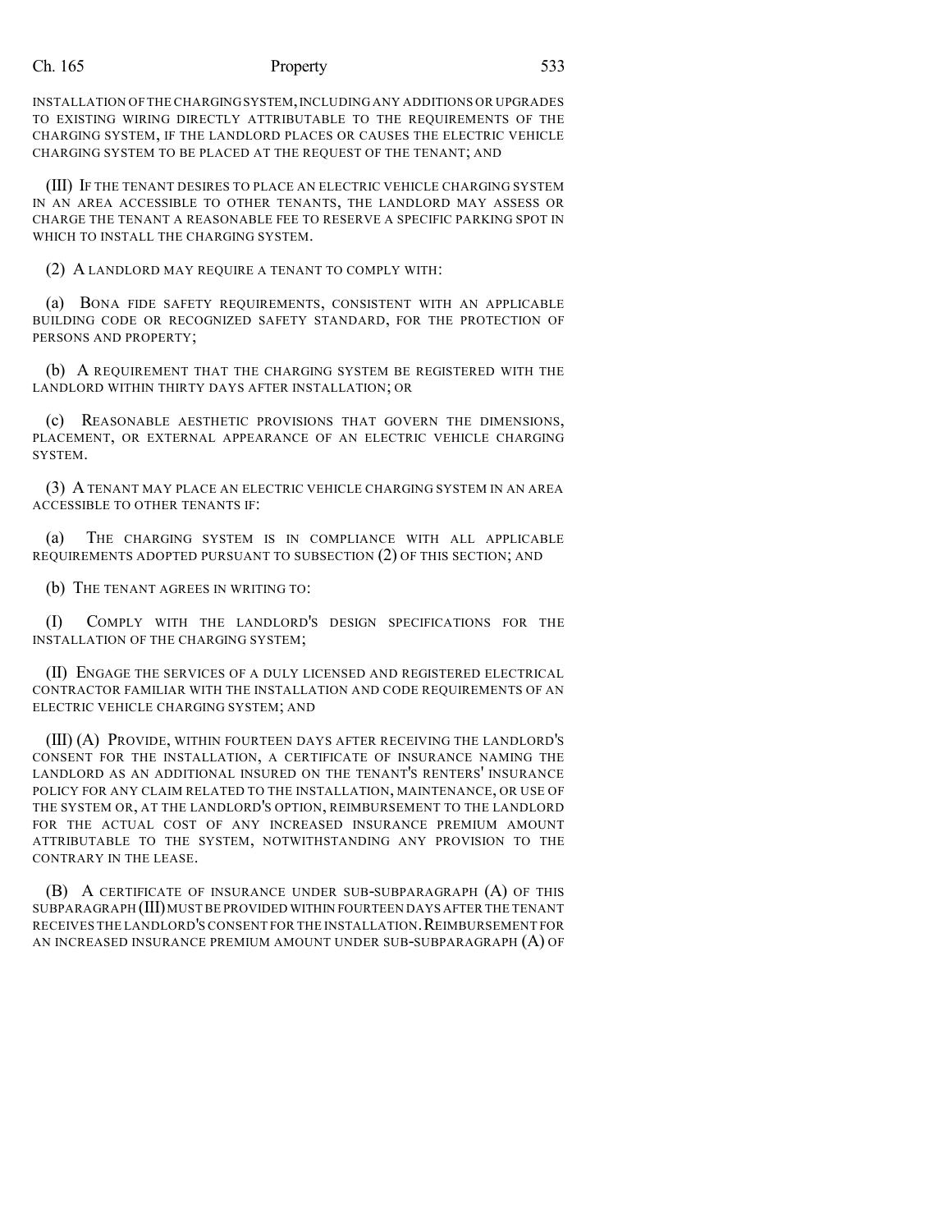INSTALLATION OF THE CHARGING SYSTEM, INCLUDING ANY ADDITIONS OR UPGRADES TO EXISTING WIRING DIRECTLY ATTRIBUTABLE TO THE REQUIREMENTS OF THE CHARGING SYSTEM, IF THE LANDLORD PLACES OR CAUSES THE ELECTRIC VEHICLE CHARGING SYSTEM TO BE PLACED AT THE REQUEST OF THE TENANT; AND

(III) IF THE TENANT DESIRES TO PLACE AN ELECTRIC VEHICLE CHARGING SYSTEM IN AN AREA ACCESSIBLE TO OTHER TENANTS, THE LANDLORD MAY ASSESS OR CHARGE THE TENANT A REASONABLE FEE TO RESERVE A SPECIFIC PARKING SPOT IN WHICH TO INSTALL THE CHARGING SYSTEM.

(2) A LANDLORD MAY REQUIRE A TENANT TO COMPLY WITH:

(a) BONA FIDE SAFETY REQUIREMENTS, CONSISTENT WITH AN APPLICABLE BUILDING CODE OR RECOGNIZED SAFETY STANDARD, FOR THE PROTECTION OF PERSONS AND PROPERTY;

(b) A REQUIREMENT THAT THE CHARGING SYSTEM BE REGISTERED WITH THE LANDLORD WITHIN THIRTY DAYS AFTER INSTALLATION; OR

(c) REASONABLE AESTHETIC PROVISIONS THAT GOVERN THE DIMENSIONS, PLACEMENT, OR EXTERNAL APPEARANCE OF AN ELECTRIC VEHICLE CHARGING SYSTEM.

(3) A TENANT MAY PLACE AN ELECTRIC VEHICLE CHARGING SYSTEM IN AN AREA ACCESSIBLE TO OTHER TENANTS IF:

(a) THE CHARGING SYSTEM IS IN COMPLIANCE WITH ALL APPLICABLE REQUIREMENTS ADOPTED PURSUANT TO SUBSECTION (2) OF THIS SECTION; AND

(b) THE TENANT AGREES IN WRITING TO:

(I) COMPLY WITH THE LANDLORD'S DESIGN SPECIFICATIONS FOR THE INSTALLATION OF THE CHARGING SYSTEM;

(II) ENGAGE THE SERVICES OF A DULY LICENSED AND REGISTERED ELECTRICAL CONTRACTOR FAMILIAR WITH THE INSTALLATION AND CODE REQUIREMENTS OF AN ELECTRIC VEHICLE CHARGING SYSTEM; AND

(III) (A) PROVIDE, WITHIN FOURTEEN DAYS AFTER RECEIVING THE LANDLORD'S CONSENT FOR THE INSTALLATION, A CERTIFICATE OF INSURANCE NAMING THE LANDLORD AS AN ADDITIONAL INSURED ON THE TENANT'S RENTERS' INSURANCE POLICY FOR ANY CLAIM RELATED TO THE INSTALLATION, MAINTENANCE, OR USE OF THE SYSTEM OR, AT THE LANDLORD'S OPTION, REIMBURSEMENT TO THE LANDLORD FOR THE ACTUAL COST OF ANY INCREASED INSURANCE PREMIUM AMOUNT ATTRIBUTABLE TO THE SYSTEM, NOTWITHSTANDING ANY PROVISION TO THE CONTRARY IN THE LEASE.

(B) A CERTIFICATE OF INSURANCE UNDER SUB-SUBPARAGRAPH (A) OF THIS SUBPARAGRAPH (III) MUST BE PROVIDED WITHIN FOURTEEN DAYS AFTER THE TENANT RECEIVES THE LANDLORD'S CONSENT FOR THE INSTALLATION. REIMBURSEMENT FOR AN INCREASED INSURANCE PREMIUM AMOUNT UNDER SUB-SUBPARAGRAPH (A) OF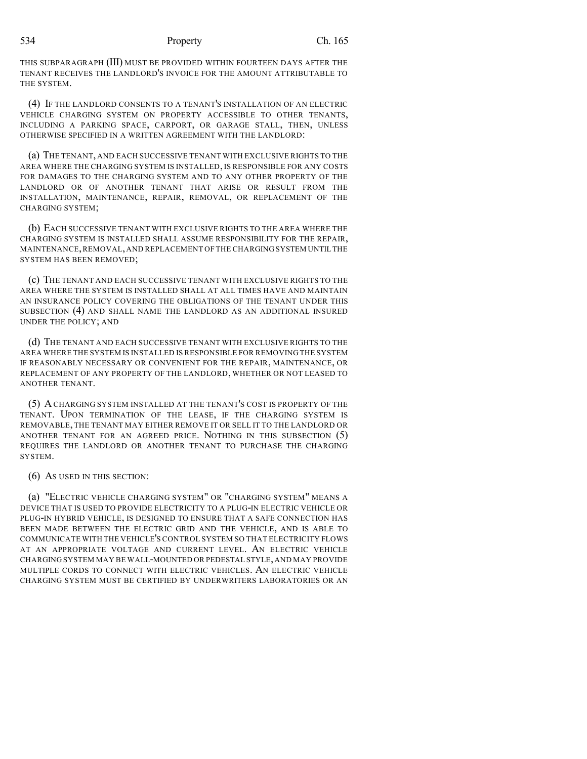THIS SUBPARAGRAPH (III) MUST BE PROVIDED WITHIN FOURTEEN DAYS AFTER THE TENANT RECEIVES THE LANDLORD'S INVOICE FOR THE AMOUNT ATTRIBUTABLE TO THE SYSTEM.

(4) IF THE LANDLORD CONSENTS TO A TENANT'S INSTALLATION OF AN ELECTRIC VEHICLE CHARGING SYSTEM ON PROPERTY ACCESSIBLE TO OTHER TENANTS, INCLUDING A PARKING SPACE, CARPORT, OR GARAGE STALL, THEN, UNLESS OTHERWISE SPECIFIED IN A WRITTEN AGREEMENT WITH THE LANDLORD:

(a) THE TENANT, AND EACH SUCCESSIVE TENANT WITH EXCLUSIVE RIGHTS TO THE AREA WHERE THE CHARGING SYSTEM IS INSTALLED, IS RESPONSIBLE FOR ANY COSTS FOR DAMAGES TO THE CHARGING SYSTEM AND TO ANY OTHER PROPERTY OF THE LANDLORD OR OF ANOTHER TENANT THAT ARISE OR RESULT FROM THE INSTALLATION, MAINTENANCE, REPAIR, REMOVAL, OR REPLACEMENT OF THE CHARGING SYSTEM;

(b) EACH SUCCESSIVE TENANT WITH EXCLUSIVE RIGHTS TO THE AREA WHERE THE CHARGING SYSTEM IS INSTALLED SHALL ASSUME RESPONSIBILITY FOR THE REPAIR, MAINTENANCE, REMOVAL, AND REPLACEMENT OF THE CHARGING SYSTEM UNTIL THE SYSTEM HAS BEEN REMOVED;

(c) THE TENANT AND EACH SUCCESSIVE TENANT WITH EXCLUSIVE RIGHTS TO THE AREA WHERE THE SYSTEM IS INSTALLED SHALL AT ALL TIMES HAVE AND MAINTAIN AN INSURANCE POLICY COVERING THE OBLIGATIONS OF THE TENANT UNDER THIS SUBSECTION (4) AND SHALL NAME THE LANDLORD AS AN ADDITIONAL INSURED UNDER THE POLICY; AND

(d) THE TENANT AND EACH SUCCESSIVE TENANT WITH EXCLUSIVE RIGHTS TO THE AREA WHERE THE SYSTEM IS INSTALLED IS RESPONSIBLE FOR REMOVING THE SYSTEM IF REASONABLY NECESSARY OR CONVENIENT FOR THE REPAIR, MAINTENANCE, OR REPLACEMENT OF ANY PROPERTY OF THE LANDLORD, WHETHER OR NOT LEASED TO ANOTHER TENANT.

(5) A CHARGING SYSTEM INSTALLED AT THE TENANT'S COST IS PROPERTY OF THE TENANT. UPON TERMINATION OF THE LEASE, IF THE CHARGING SYSTEM IS REMOVABLE, THE TENANT MAY EITHER REMOVE IT OR SELL IT TO THE LANDLORD OR ANOTHER TENANT FOR AN AGREED PRICE. NOTHING IN THIS SUBSECTION (5) REQUIRES THE LANDLORD OR ANOTHER TENANT TO PURCHASE THE CHARGING SYSTEM.

(6) AS USED IN THIS SECTION:

(a) "ELECTRIC VEHICLE CHARGING SYSTEM" OR "CHARGING SYSTEM" MEANS A DEVICE THAT IS USED TO PROVIDE ELECTRICITY TO A PLUG-IN ELECTRIC VEHICLE OR PLUG-IN HYBRID VEHICLE, IS DESIGNED TO ENSURE THAT A SAFE CONNECTION HAS BEEN MADE BETWEEN THE ELECTRIC GRID AND THE VEHICLE, AND IS ABLE TO COMMUNICATE WITH THE VEHICLE'S CONTROL SYSTEM SO THAT ELECTRICITY FLOWS AT AN APPROPRIATE VOLTAGE AND CURRENT LEVEL. AN ELECTRIC VEHICLE CHARGING SYSTEM MAY BE WALL-MOUNTED OR PEDESTAL STYLE, AND MAY PROVIDE MULTIPLE CORDS TO CONNECT WITH ELECTRIC VEHICLES. AN ELECTRIC VEHICLE CHARGING SYSTEM MUST BE CERTIFIED BY UNDERWRITERS LABORATORIES OR AN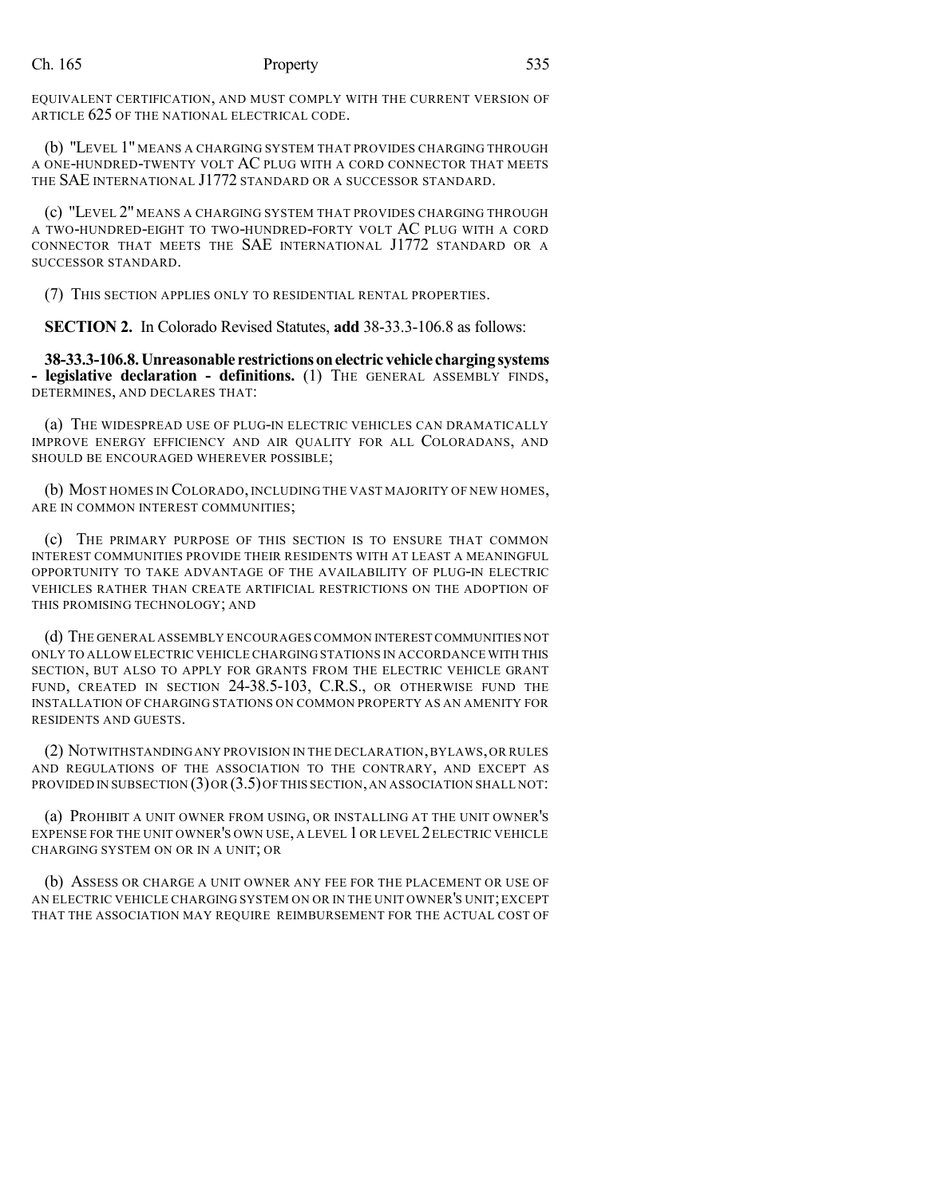EQUIVALENT CERTIFICATION, AND MUST COMPLY WITH THE CURRENT VERSION OF ARTICLE 625 OF THE NATIONAL ELECTRICAL CODE.

(b) "LEVEL 1" MEANS A CHARGING SYSTEM THAT PROVIDES CHARGING THROUGH A ONE-HUNDRED-TWENTY VOLT AC PLUG WITH A CORD CONNECTOR THAT MEETS THE SAE INTERNATIONAL J1772 STANDARD OR A SUCCESSOR STANDARD.

(c) "LEVEL 2" MEANS A CHARGING SYSTEM THAT PROVIDES CHARGING THROUGH A TWO-HUNDRED-EIGHT TO TWO-HUNDRED-FORTY VOLT AC PLUG WITH A CORD CONNECTOR THAT MEETS THE SAE INTERNATIONAL J1772 STANDARD OR A SUCCESSOR STANDARD.

(7) THIS SECTION APPLIES ONLY TO RESIDENTIAL RENTAL PROPERTIES.

**SECTION 2.** In Colorado Revised Statutes, **add** 38-33.3-106.8 as follows:

**38-33.3-106.8. Unreasonable restrictions on electric vehicle charging systems - legislative declaration - definitions.** (1) THE GENERAL ASSEMBLY FINDS, DETERMINES, AND DECLARES THAT:

(a) THE WIDESPREAD USE OF PLUG-IN ELECTRIC VEHICLES CAN DRAMATICALLY IMPROVE ENERGY EFFICIENCY AND AIR QUALITY FOR ALL COLORADANS, AND SHOULD BE ENCOURAGED WHEREVER POSSIBLE;

(b) MOST HOMES IN COLORADO, INCLUDING THE VAST MAJORITY OF NEW HOMES, ARE IN COMMON INTEREST COMMUNITIES;

(c) THE PRIMARY PURPOSE OF THIS SECTION IS TO ENSURE THAT COMMON INTEREST COMMUNITIES PROVIDE THEIR RESIDENTS WITH AT LEAST A MEANINGFUL OPPORTUNITY TO TAKE ADVANTAGE OF THE AVAILABILITY OF PLUG-IN ELECTRIC VEHICLES RATHER THAN CREATE ARTIFICIAL RESTRICTIONS ON THE ADOPTION OF THIS PROMISING TECHNOLOGY; AND

(d) THE GENERAL ASSEMBLY ENCOURAGES COMMON INTEREST COMMUNITIES NOT ONLY TO ALLOW ELECTRIC VEHICLE CHARGING STATIONS IN ACCORDANCE WITH THIS SECTION, BUT ALSO TO APPLY FOR GRANTS FROM THE ELECTRIC VEHICLE GRANT FUND, CREATED IN SECTION 24-38.5-103, C.R.S., OR OTHERWISE FUND THE INSTALLATION OF CHARGING STATIONS ON COMMON PROPERTY AS AN AMENITY FOR RESIDENTS AND GUESTS.

(2) NOTWITHSTANDING ANY PROVISION IN THE DECLARATION, BYLAWS, OR RULES AND REGULATIONS OF THE ASSOCIATION TO THE CONTRARY, AND EXCEPT AS PROVIDED IN SUBSECTION (3) OR (3.5) OF THIS SECTION, AN ASSOCIATION SHALL NOT:

(a) PROHIBIT A UNIT OWNER FROM USING, OR INSTALLING AT THE UNIT OWNER'S EXPENSE FOR THE UNIT OWNER'S OWN USE, A LEVEL 1 OR LEVEL 2 ELECTRIC VEHICLE CHARGING SYSTEM ON OR IN A UNIT; OR

(b) ASSESS OR CHARGE A UNIT OWNER ANY FEE FOR THE PLACEMENT OR USE OF AN ELECTRIC VEHICLE CHARGING SYSTEM ON OR IN THE UNIT OWNER'S UNIT; EXCEPT THAT THE ASSOCIATION MAY REQUIRE REIMBURSEMENT FOR THE ACTUAL COST OF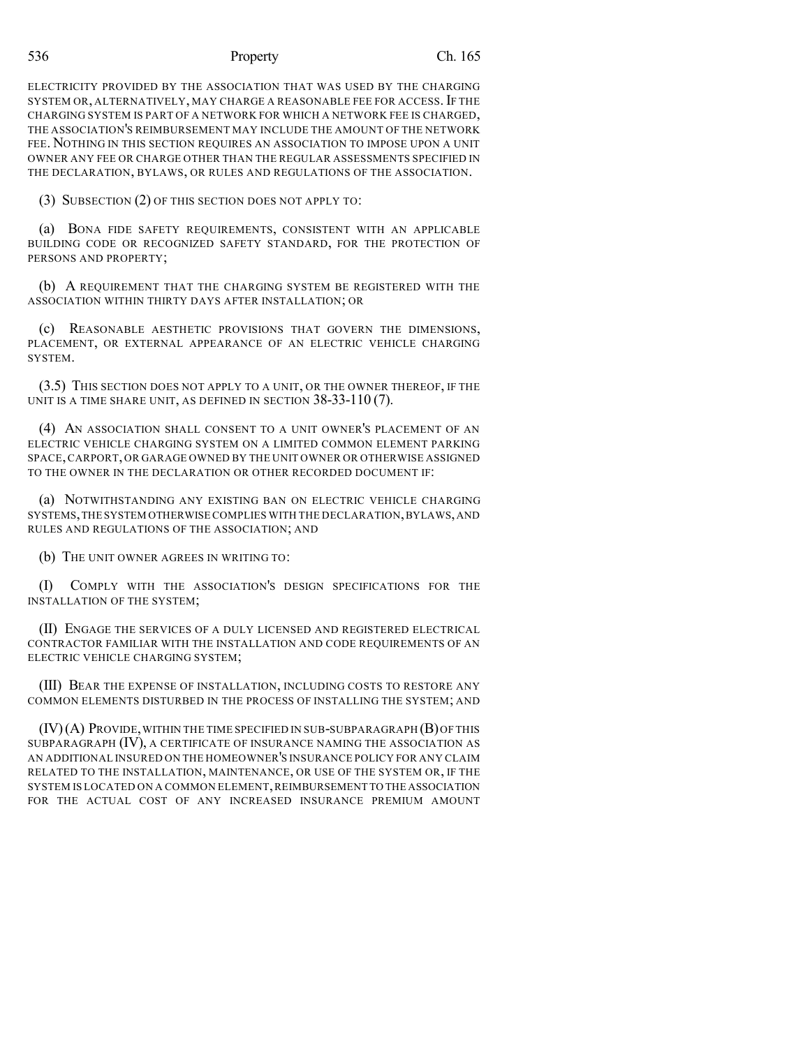ELECTRICITY PROVIDED BY THE ASSOCIATION THAT WAS USED BY THE CHARGING SYSTEM OR, ALTERNATIVELY, MAY CHARGE A REASONABLE FEE FOR ACCESS. IF THE CHARGING SYSTEM IS PART OF A NETWORK FOR WHICH A NETWORK FEE IS CHARGED, THE ASSOCIATION'S REIMBURSEMENT MAY INCLUDE THE AMOUNT OF THE NETWORK FEE. NOTHING IN THIS SECTION REQUIRES AN ASSOCIATION TO IMPOSE UPON A UNIT OWNER ANY FEE OR CHARGE OTHER THAN THE REGULAR ASSESSMENTS SPECIFIED IN THE DECLARATION, BYLAWS, OR RULES AND REGULATIONS OF THE ASSOCIATION.

(3) SUBSECTION (2) OF THIS SECTION DOES NOT APPLY TO:

(a) BONA FIDE SAFETY REQUIREMENTS, CONSISTENT WITH AN APPLICABLE BUILDING CODE OR RECOGNIZED SAFETY STANDARD, FOR THE PROTECTION OF PERSONS AND PROPERTY;

(b) A REQUIREMENT THAT THE CHARGING SYSTEM BE REGISTERED WITH THE ASSOCIATION WITHIN THIRTY DAYS AFTER INSTALLATION; OR

(c) REASONABLE AESTHETIC PROVISIONS THAT GOVERN THE DIMENSIONS, PLACEMENT, OR EXTERNAL APPEARANCE OF AN ELECTRIC VEHICLE CHARGING SYSTEM.

(3.5) THIS SECTION DOES NOT APPLY TO A UNIT, OR THE OWNER THEREOF, IF THE UNIT IS A TIME SHARE UNIT, AS DEFINED IN SECTION 38-33-110 (7).

(4) AN ASSOCIATION SHALL CONSENT TO A UNIT OWNER'S PLACEMENT OF AN ELECTRIC VEHICLE CHARGING SYSTEM ON A LIMITED COMMON ELEMENT PARKING SPACE, CARPORT, OR GARAGE OWNED BY THE UNIT OWNER OR OTHERWISE ASSIGNED TO THE OWNER IN THE DECLARATION OR OTHER RECORDED DOCUMENT IF:

(a) NOTWITHSTANDING ANY EXISTING BAN ON ELECTRIC VEHICLE CHARGING SYSTEMS, THE SYSTEM OTHERWISE COMPLIES WITH THE DECLARATION, BYLAWS, AND RULES AND REGULATIONS OF THE ASSOCIATION; AND

(b) THE UNIT OWNER AGREES IN WRITING TO:

(I) COMPLY WITH THE ASSOCIATION'S DESIGN SPECIFICATIONS FOR THE INSTALLATION OF THE SYSTEM;

(II) ENGAGE THE SERVICES OF A DULY LICENSED AND REGISTERED ELECTRICAL CONTRACTOR FAMILIAR WITH THE INSTALLATION AND CODE REQUIREMENTS OF AN ELECTRIC VEHICLE CHARGING SYSTEM;

(III) BEAR THE EXPENSE OF INSTALLATION, INCLUDING COSTS TO RESTORE ANY COMMON ELEMENTS DISTURBED IN THE PROCESS OF INSTALLING THE SYSTEM; AND

(IV) (A) PROVIDE, WITHIN THE TIME SPECIFIED IN SUB-SUBPARAGRAPH (B) OF THIS SUBPARAGRAPH (IV), A CERTIFICATE OF INSURANCE NAMING THE ASSOCIATION AS AN ADDITIONAL INSURED ON THE HOMEOWNER'S INSURANCE POLICY FOR ANY CLAIM RELATED TO THE INSTALLATION, MAINTENANCE, OR USE OF THE SYSTEM OR, IF THE SYSTEM IS LOCATED ON A COMMON ELEMENT, REIMBURSEMENT TO THE ASSOCIATION FOR THE ACTUAL COST OF ANY INCREASED INSURANCE PREMIUM AMOUNT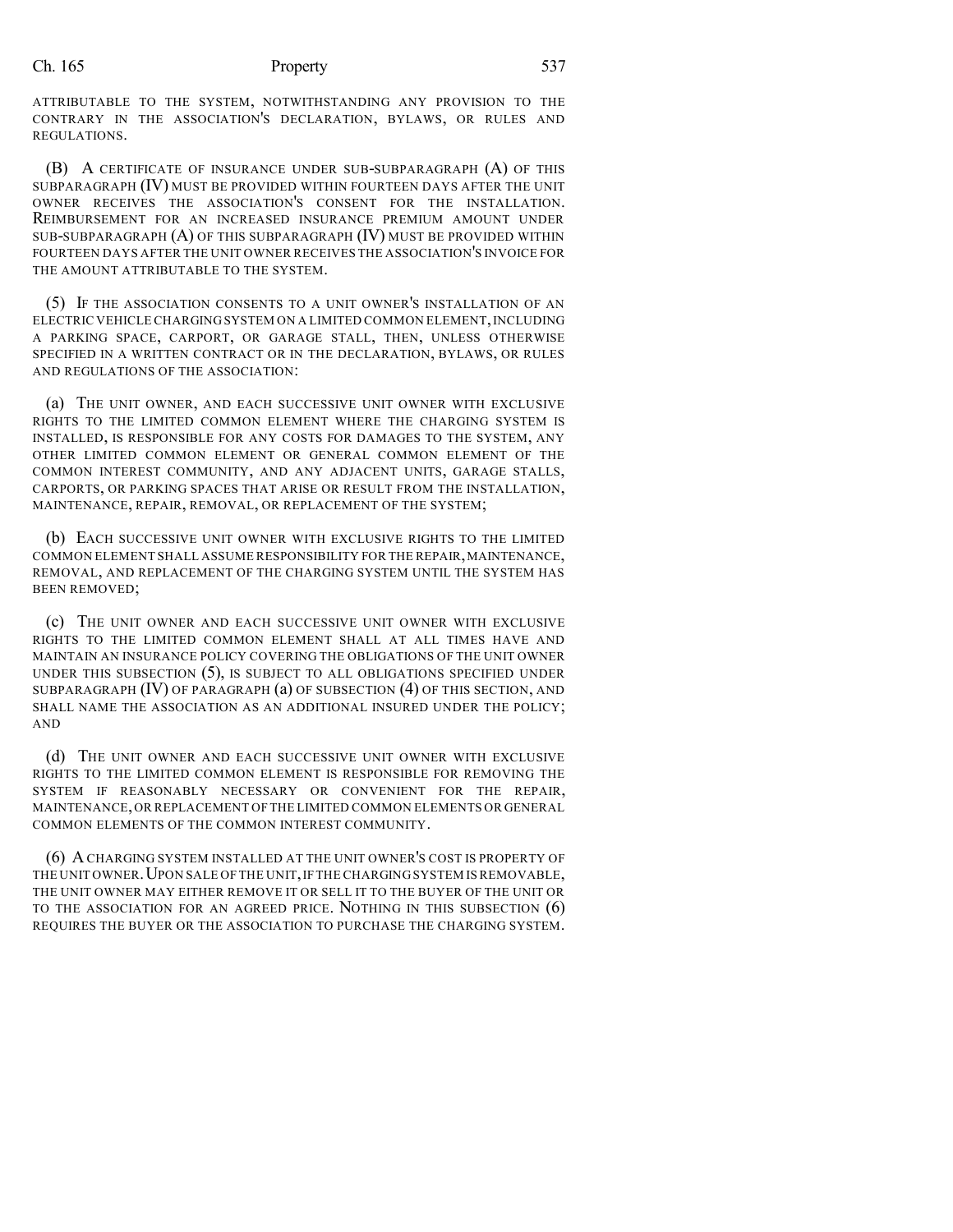ATTRIBUTABLE TO THE SYSTEM, NOTWITHSTANDING ANY PROVISION TO THE CONTRARY IN THE ASSOCIATION'S DECLARATION, BYLAWS, OR RULES AND REGULATIONS.

(B) A CERTIFICATE OF INSURANCE UNDER SUB-SUBPARAGRAPH (A) OF THIS SUBPARAGRAPH (IV) MUST BE PROVIDED WITHIN FOURTEEN DAYS AFTER THE UNIT OWNER RECEIVES THE ASSOCIATION'S CONSENT FOR THE INSTALLATION. REIMBURSEMENT FOR AN INCREASED INSURANCE PREMIUM AMOUNT UNDER SUB-SUBPARAGRAPH (A) OF THIS SUBPARAGRAPH (IV) MUST BE PROVIDED WITHIN FOURTEEN DAYS AFTER THE UNIT OWNER RECEIVES THE ASSOCIATION'S INVOICE FOR THE AMOUNT ATTRIBUTABLE TO THE SYSTEM.

(5) IF THE ASSOCIATION CONSENTS TO A UNIT OWNER'S INSTALLATION OF AN ELECTRIC VEHICLE CHARGING SYSTEM ON A LIMITED COMMON ELEMENT, INCLUDING A PARKING SPACE, CARPORT, OR GARAGE STALL, THEN, UNLESS OTHERWISE SPECIFIED IN A WRITTEN CONTRACT OR IN THE DECLARATION, BYLAWS, OR RULES AND REGULATIONS OF THE ASSOCIATION:

(a) THE UNIT OWNER, AND EACH SUCCESSIVE UNIT OWNER WITH EXCLUSIVE RIGHTS TO THE LIMITED COMMON ELEMENT WHERE THE CHARGING SYSTEM IS INSTALLED, IS RESPONSIBLE FOR ANY COSTS FOR DAMAGES TO THE SYSTEM, ANY OTHER LIMITED COMMON ELEMENT OR GENERAL COMMON ELEMENT OF THE COMMON INTEREST COMMUNITY, AND ANY ADJACENT UNITS, GARAGE STALLS, CARPORTS, OR PARKING SPACES THAT ARISE OR RESULT FROM THE INSTALLATION, MAINTENANCE, REPAIR, REMOVAL, OR REPLACEMENT OF THE SYSTEM;

(b) EACH SUCCESSIVE UNIT OWNER WITH EXCLUSIVE RIGHTS TO THE LIMITED COMMON ELEMENT SHALL ASSUME RESPONSIBILITY FOR THE REPAIR, MAINTENANCE, REMOVAL, AND REPLACEMENT OF THE CHARGING SYSTEM UNTIL THE SYSTEM HAS BEEN REMOVED;

(c) THE UNIT OWNER AND EACH SUCCESSIVE UNIT OWNER WITH EXCLUSIVE RIGHTS TO THE LIMITED COMMON ELEMENT SHALL AT ALL TIMES HAVE AND MAINTAIN AN INSURANCE POLICY COVERING THE OBLIGATIONS OF THE UNIT OWNER UNDER THIS SUBSECTION (5), IS SUBJECT TO ALL OBLIGATIONS SPECIFIED UNDER SUBPARAGRAPH (IV) OF PARAGRAPH (a) OF SUBSECTION (4) OF THIS SECTION, AND SHALL NAME THE ASSOCIATION AS AN ADDITIONAL INSURED UNDER THE POLICY; AND

(d) THE UNIT OWNER AND EACH SUCCESSIVE UNIT OWNER WITH EXCLUSIVE RIGHTS TO THE LIMITED COMMON ELEMENT IS RESPONSIBLE FOR REMOVING THE SYSTEM IF REASONABLY NECESSARY OR CONVENIENT FOR THE REPAIR, MAINTENANCE, OR REPLACEMENT OF THE LIMITED COMMON ELEMENTS OR GENERAL COMMON ELEMENTS OF THE COMMON INTEREST COMMUNITY.

(6) A CHARGING SYSTEM INSTALLED AT THE UNIT OWNER'S COST IS PROPERTY OF THE UNIT OWNER. UPON SALE OF THE UNIT, IF THE CHARGING SYSTEM IS REMOVABLE, THE UNIT OWNER MAY EITHER REMOVE IT OR SELL IT TO THE BUYER OF THE UNIT OR TO THE ASSOCIATION FOR AN AGREED PRICE. NOTHING IN THIS SUBSECTION (6) REQUIRES THE BUYER OR THE ASSOCIATION TO PURCHASE THE CHARGING SYSTEM.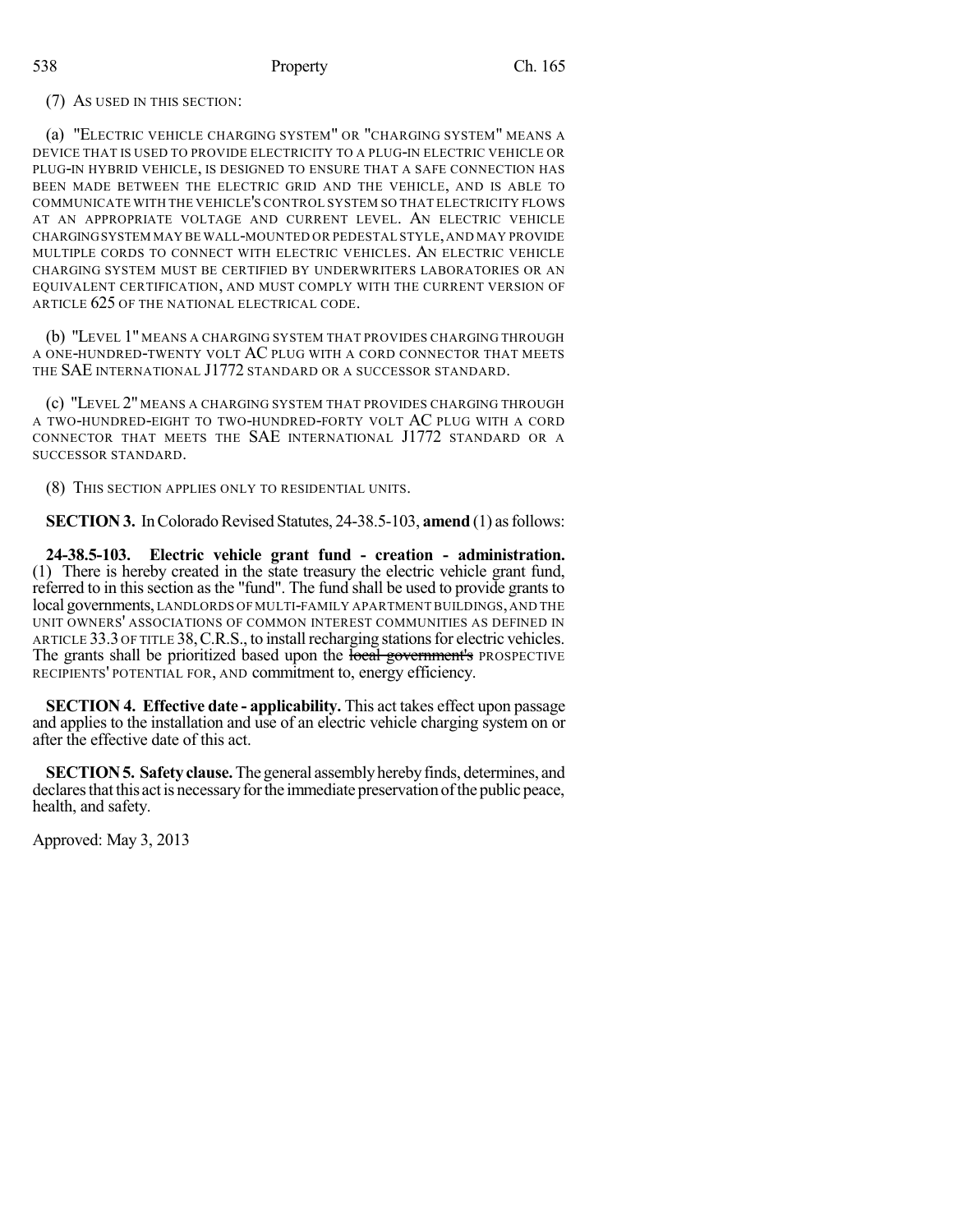(7) AS USED IN THIS SECTION:

(a) "ELECTRIC VEHICLE CHARGING SYSTEM" OR "CHARGING SYSTEM" MEANS A DEVICE THAT IS USED TO PROVIDE ELECTRICITY TO A PLUG-IN ELECTRIC VEHICLE OR PLUG-IN HYBRID VEHICLE, IS DESIGNED TO ENSURE THAT A SAFE CONNECTION HAS BEEN MADE BETWEEN THE ELECTRIC GRID AND THE VEHICLE, AND IS ABLE TO COMMUNICATE WITH THE VEHICLE'S CONTROL SYSTEM SO THAT ELECTRICITY FLOWS AT AN APPROPRIATE VOLTAGE AND CURRENT LEVEL. AN ELECTRIC VEHICLE CHARGING SYSTEM MAY BE WALL-MOUNTED OR PEDESTAL STYLE, AND MAY PROVIDE MULTIPLE CORDS TO CONNECT WITH ELECTRIC VEHICLES. AN ELECTRIC VEHICLE CHARGING SYSTEM MUST BE CERTIFIED BY UNDERWRITERS LABORATORIES OR AN EQUIVALENT CERTIFICATION, AND MUST COMPLY WITH THE CURRENT VERSION OF ARTICLE 625 OF THE NATIONAL ELECTRICAL CODE.

(b) "LEVEL 1" MEANS A CHARGING SYSTEM THAT PROVIDES CHARGING THROUGH A ONE-HUNDRED-TWENTY VOLT AC PLUG WITH A CORD CONNECTOR THAT MEETS THE SAE INTERNATIONAL J1772 STANDARD OR A SUCCESSOR STANDARD.

(c) "LEVEL 2" MEANS A CHARGING SYSTEM THAT PROVIDES CHARGING THROUGH A TWO-HUNDRED-EIGHT TO TWO-HUNDRED-FORTY VOLT AC PLUG WITH A CORD CONNECTOR THAT MEETS THE SAE INTERNATIONAL J1772 STANDARD OR A SUCCESSOR STANDARD.

(8) THIS SECTION APPLIES ONLY TO RESIDENTIAL UNITS.

**SECTION 3.** In Colorado Revised Statutes, 24-38.5-103, **amend** (1) as follows:

**24-38.5-103. Electric vehicle grant fund - creation - administration.** (1) There is hereby created in the state treasury the electric vehicle grant fund, referred to in this section as the "fund". The fund shall be used to provide grants to local governments, LANDLORDS OF MULTI-FAMILY APARTMENT BUILDINGS, AND THE UNIT OWNERS' ASSOCIATIONS OF COMMON INTEREST COMMUNITIES AS DEFINED IN ARTICLE 33.3 OF TITLE 38, C.R.S., to install recharging stations for electric vehicles. The grants shall be prioritized based upon the ~~local government's~~ PROSPECTIVE RECIPIENTS' POTENTIAL FOR, AND commitment to, energy efficiency.

**SECTION 4. Effective date - applicability.** This act takes effect upon passage and applies to the installation and use of an electric vehicle charging system on or after the effective date of this act.

**SECTION 5. Safety clause.** The general assembly hereby finds, determines, and declares that this act is necessary for the immediate preservation of the public peace, health, and safety.

Approved: May 3, 2013